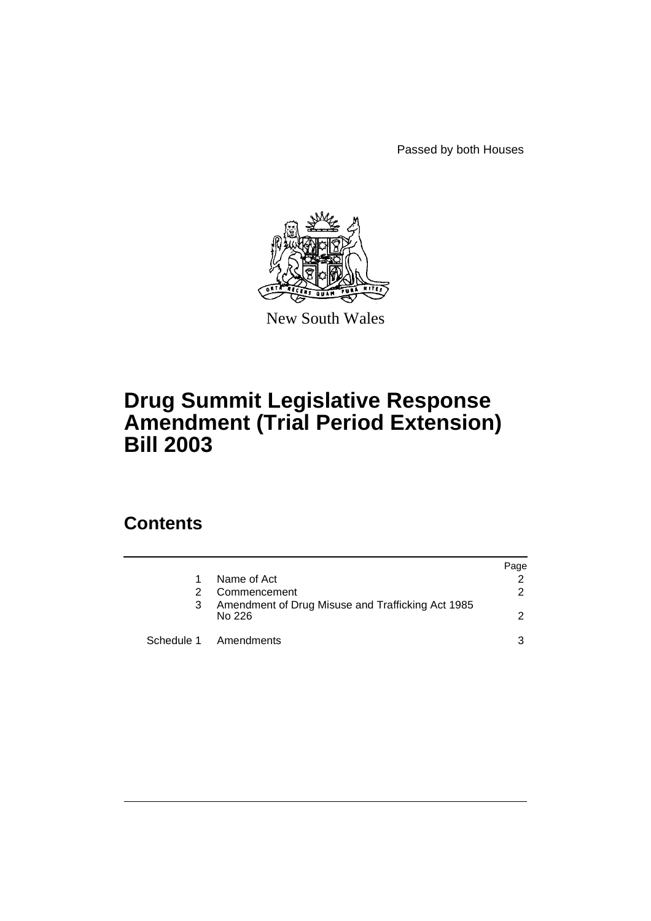Passed by both Houses

New South Wales

# Drug Summit Legislative Response Amendment (Trial Period Extension) Bill 2003

## Contents

| | | Page |
|---|---|---|
| 1 | Name of Act | 2 |
| 2 | Commencement | 2 |
| 3 | Amendment of Drug Misuse and Trafficking Act 1985 No 226 | 2 |
| Schedule 1 | Amendments | 3 |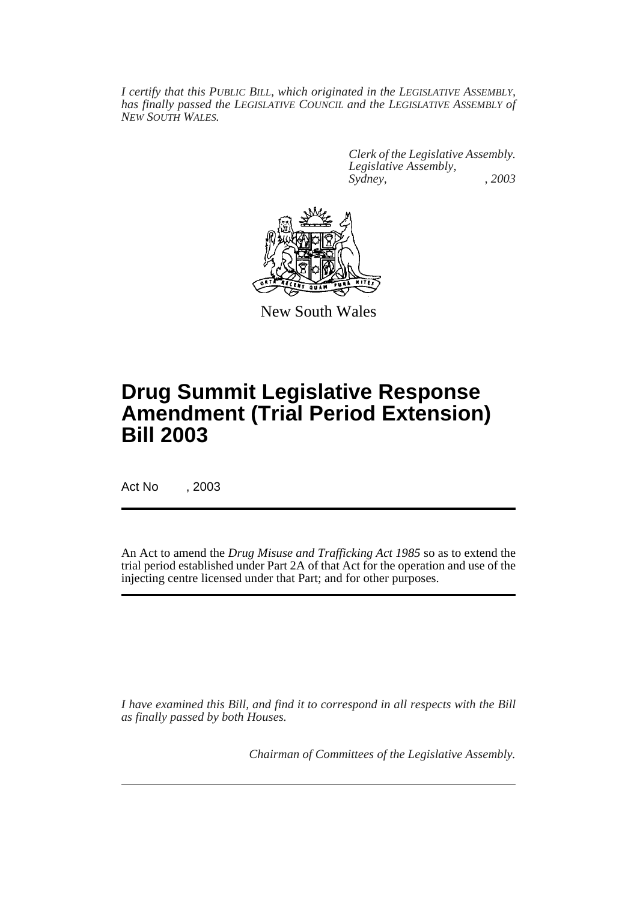*I certify that this PUBLIC BILL, which originated in the LEGISLATIVE ASSEMBLY, has finally passed the LEGISLATIVE COUNCIL and the LEGISLATIVE ASSEMBLY of NEW SOUTH WALES.*

*Clerk of the Legislative Assembly.*
*Legislative Assembly,*
*Sydney, , 2003*

New South Wales

# Drug Summit Legislative Response Amendment (Trial Period Extension) Bill 2003

Act No , 2003

An Act to amend the *Drug Misuse and Trafficking Act 1985* so as to extend the trial period established under Part 2A of that Act for the operation and use of the injecting centre licensed under that Part; and for other purposes.

*I have examined this Bill, and find it to correspond in all respects with the Bill as finally passed by both Houses.*

*Chairman of Committees of the Legislative Assembly.*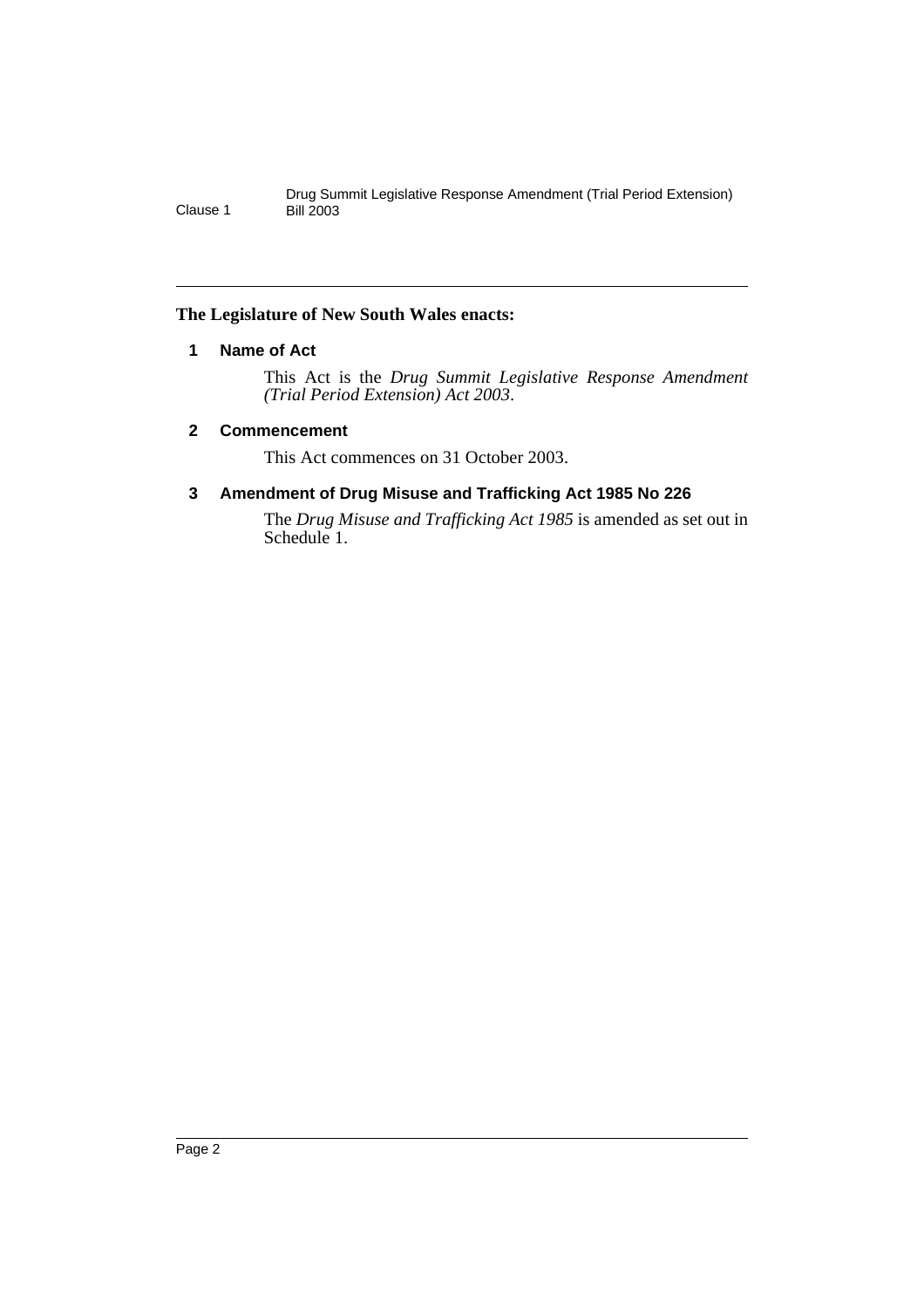**The Legislature of New South Wales enacts:**

## 1 Name of Act

This Act is the *Drug Summit Legislative Response Amendment (Trial Period Extension) Act 2003*.

## 2 Commencement

This Act commences on 31 October 2003.

## 3 Amendment of Drug Misuse and Trafficking Act 1985 No 226

The *Drug Misuse and Trafficking Act 1985* is amended as set out in Schedule 1.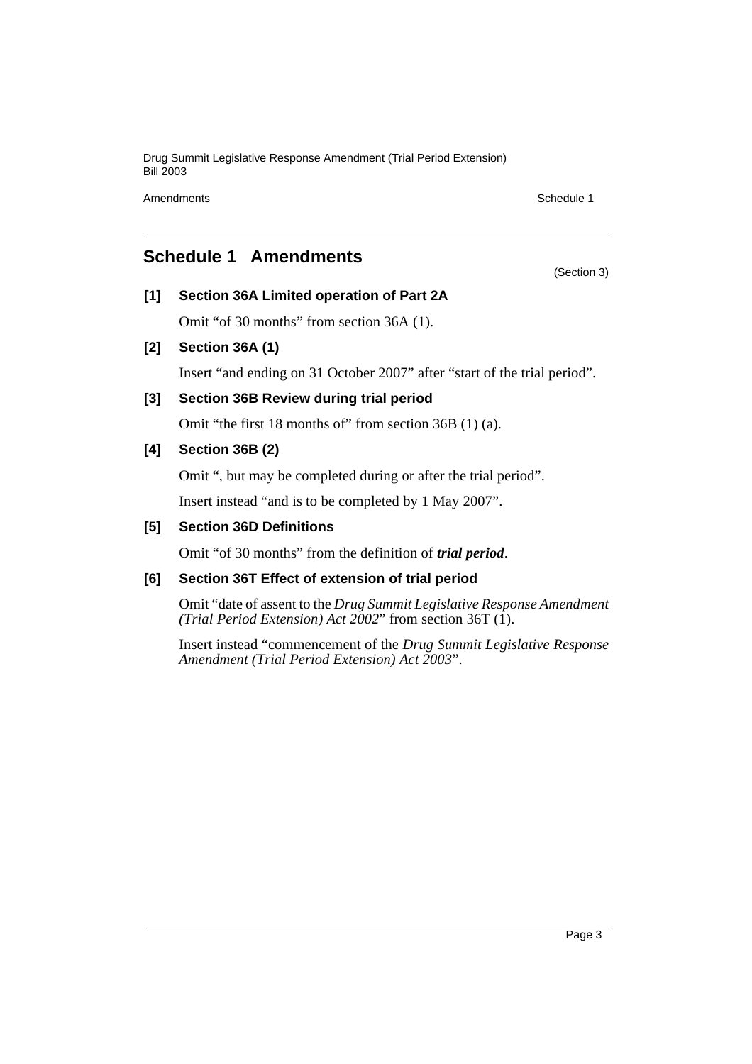## Schedule 1 Amendments

(Section 3)

**[1] Section 36A Limited operation of Part 2A**

Omit "of 30 months" from section 36A (1).

**[2] Section 36A (1)**

Insert "and ending on 31 October 2007" after "start of the trial period".

**[3] Section 36B Review during trial period**

Omit "the first 18 months of" from section 36B (1) (a).

**[4] Section 36B (2)**

Omit ", but may be completed during or after the trial period".

Insert instead "and is to be completed by 1 May 2007".

**[5] Section 36D Definitions**

Omit "of 30 months" from the definition of ***trial period***.

**[6] Section 36T Effect of extension of trial period**

Omit "date of assent to the *Drug Summit Legislative Response Amendment (Trial Period Extension) Act 2002*" from section 36T (1).

Insert instead "commencement of the *Drug Summit Legislative Response Amendment (Trial Period Extension) Act 2003*".